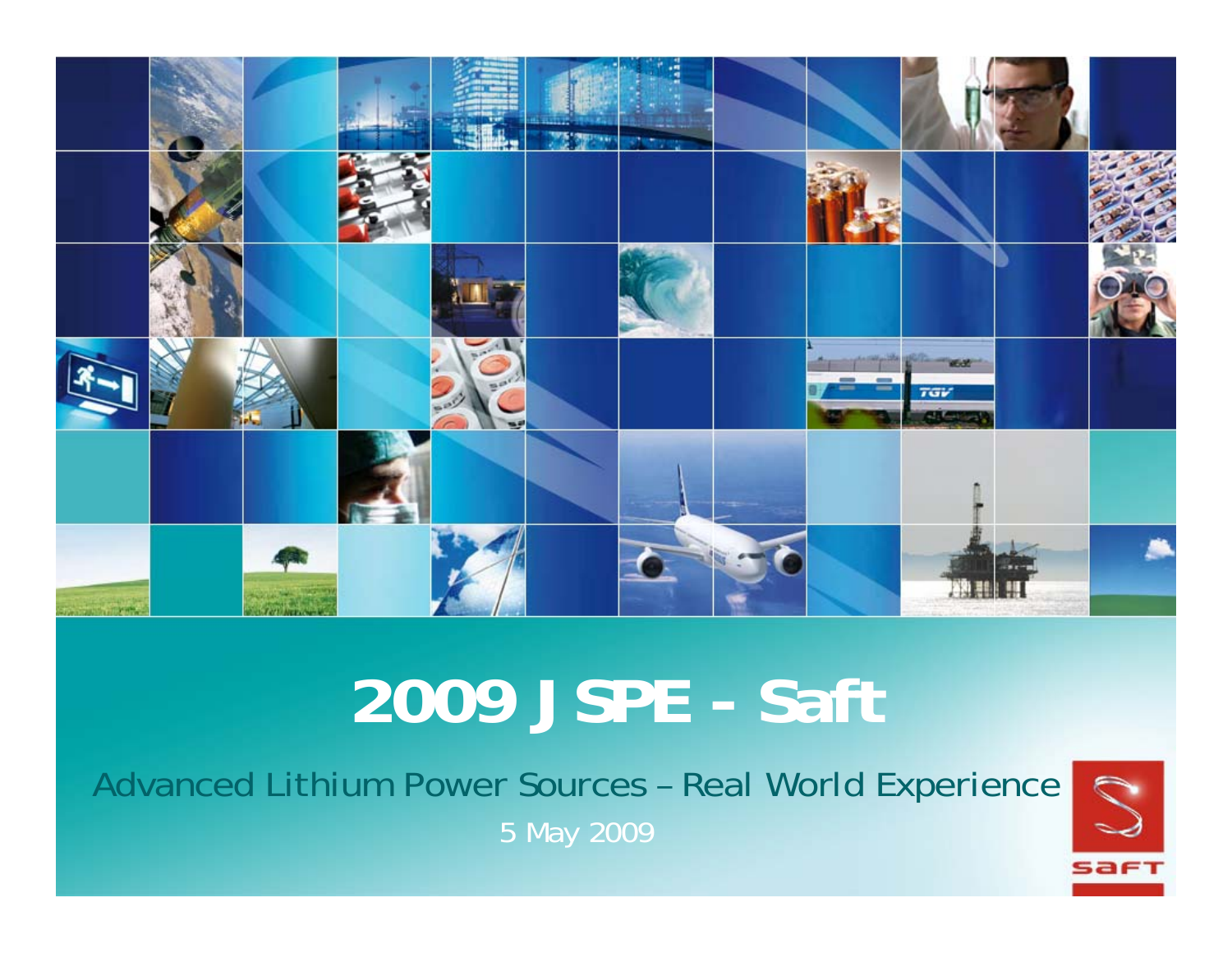# 2009 JSPE - Saft

Advanced Lithium Power Sources – Real World Experience

5 May 2009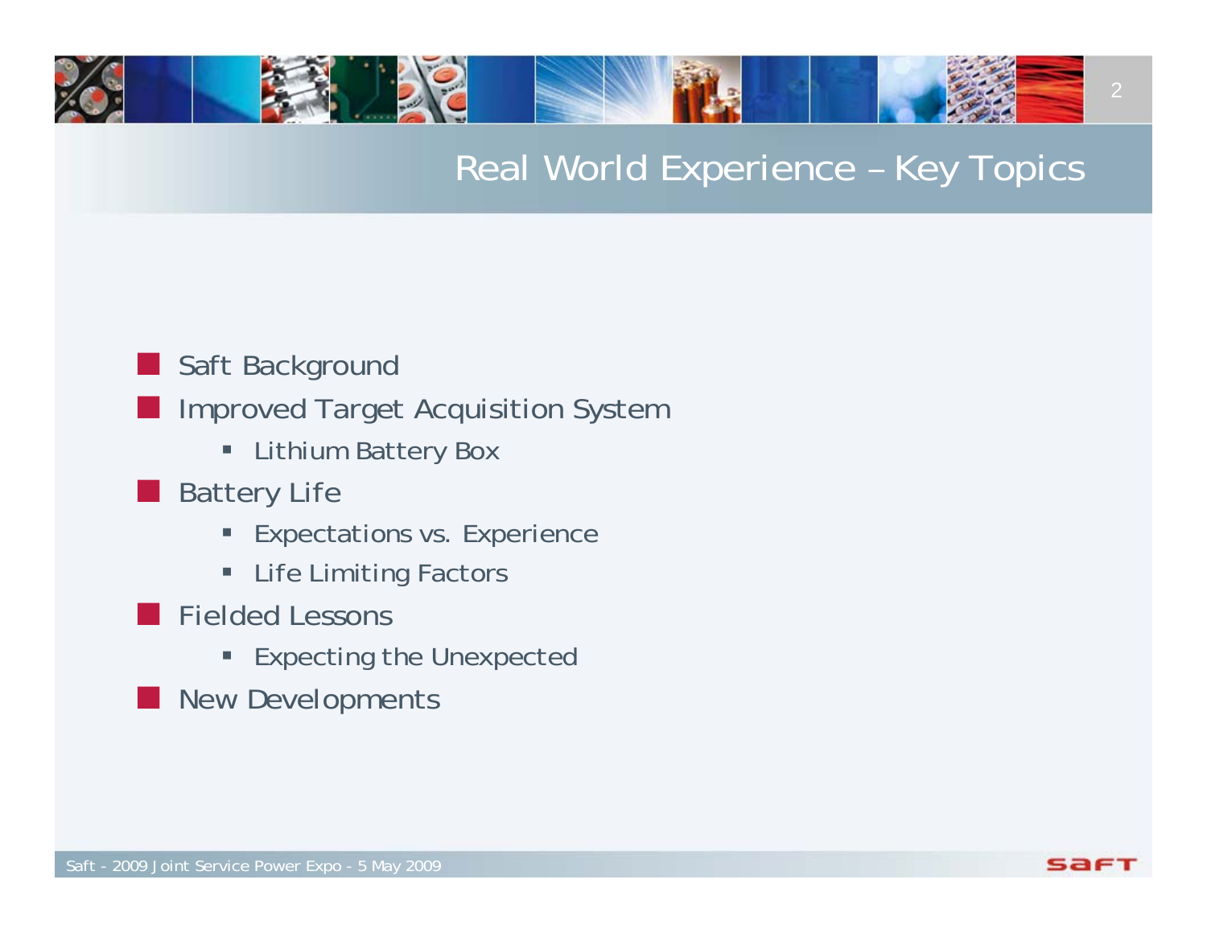# Real World Experience – Key Topics

- Saft Background
- Improved Target Acquisition System
  - Lithium Battery Box
- Battery Life
  - Expectations vs. Experience
  - Life Limiting Factors
- Fielded Lessons
  - Expecting the Unexpected
- New Developments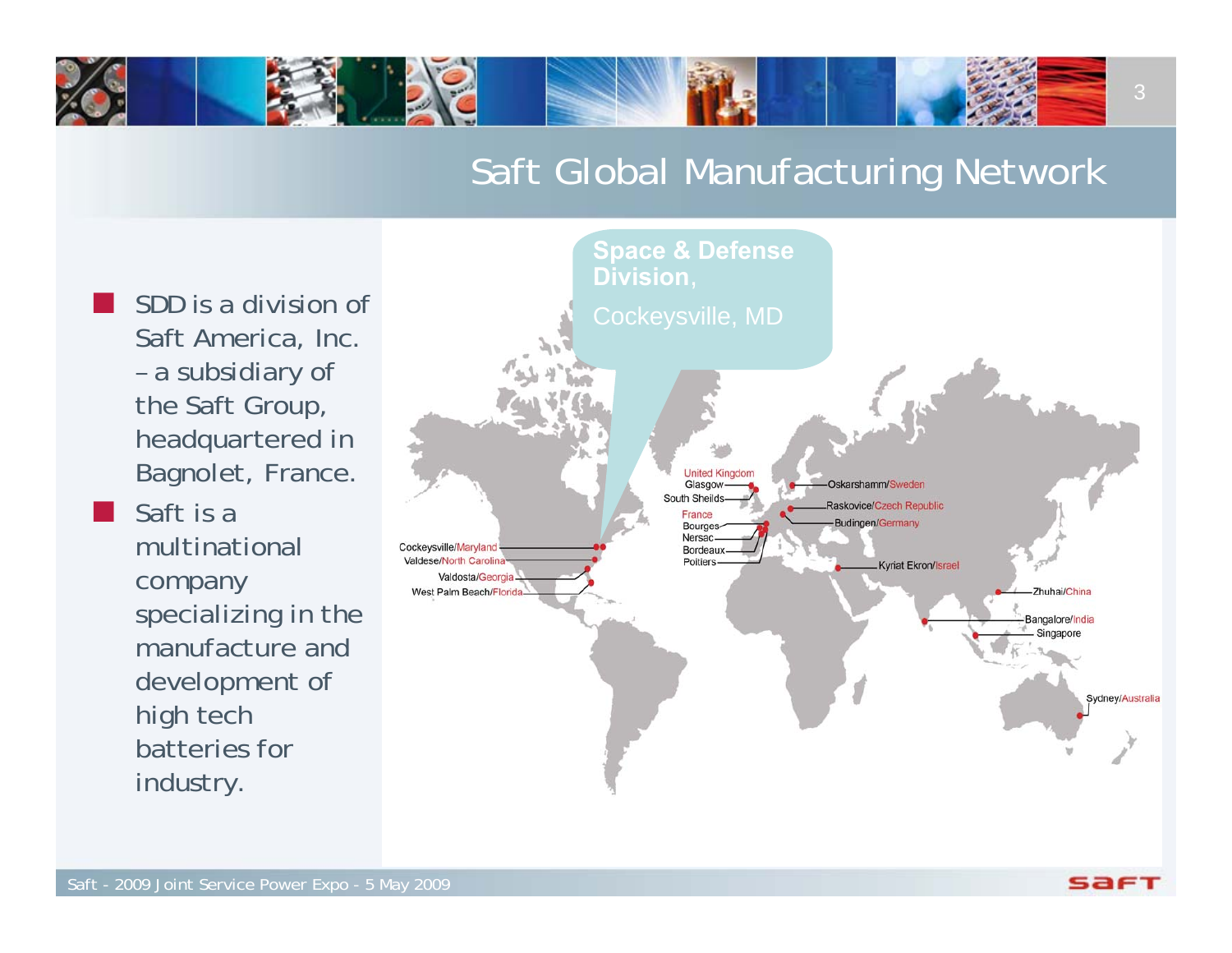# Saft Global Manufacturing Network

- SDD is a division of Saft America, Inc. – a subsidiary of the Saft Group, headquartered in Bagnolet, France.
- Saft is a multinational company specializing in the manufacture and development of high tech batteries for industry.

**Space & Defense Division,**
Cockeysville, MD

- Cockeysville/Maryland
- Valdese/North Carolina
- Valdosta/Georgia
- West Palm Beach/Florida
- United Kingdom
  - Glasgow
  - South Sheilds
- France
  - Bourges
  - Nersac
  - Bordeaux
  - Poitiers
- Oskarshamm/Sweden
- Raskovice/Czech Republic
- Budingen/Germany
- Kyriat Ekron/Israel
- Zhuhai/China
- Bangalore/India
- Singapore
- Sydney/Australia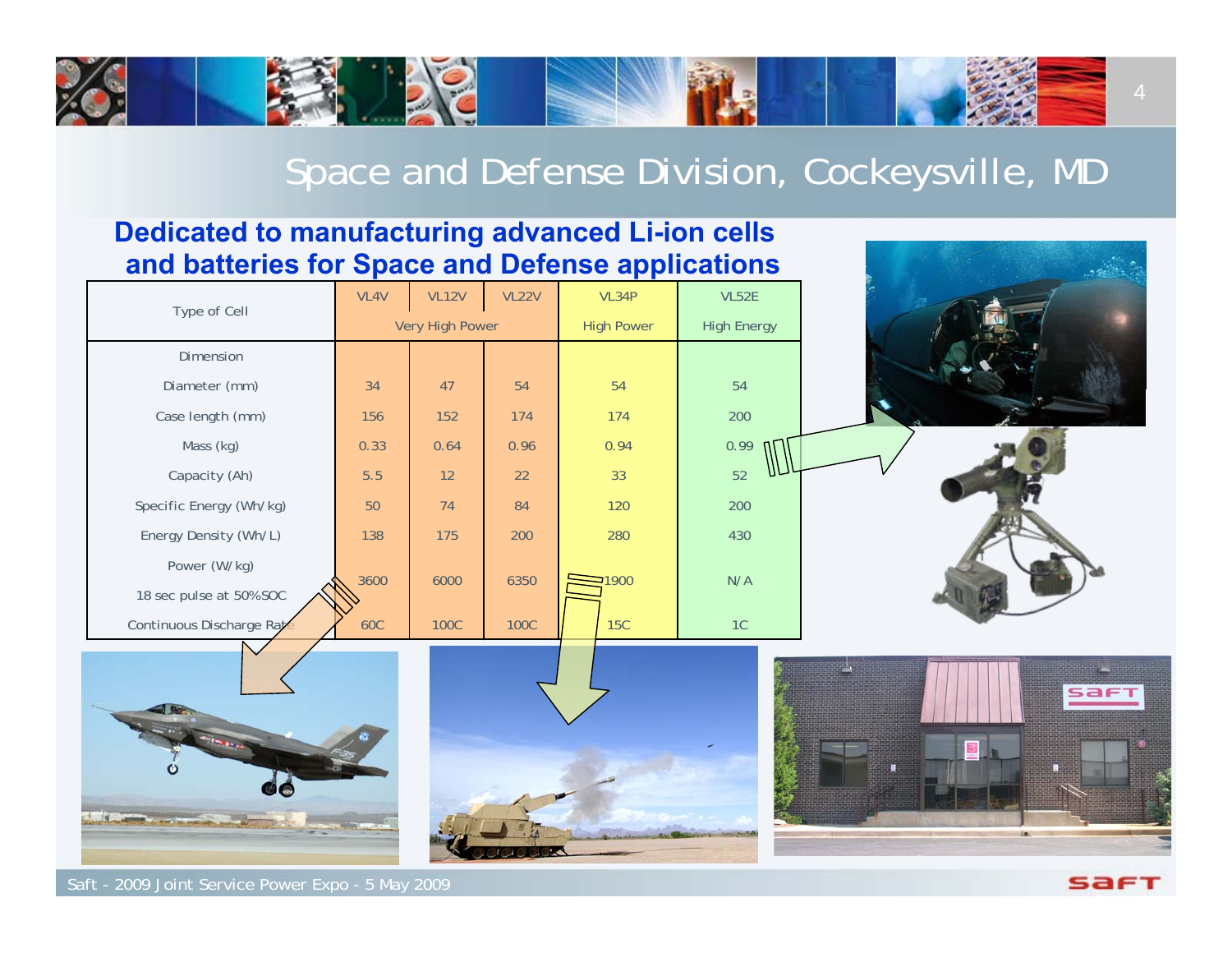# Space and Defense Division, Cockeysville, MD

## Dedicated to manufacturing advanced Li-ion cells and batteries for Space and Defense applications

| Type of Cell | VL4V | VL12V | VL22V | VL34P | VL52E |
|---|---|---|---|---|---|
| | Very High Power | | | High Power | High Energy |
| Dimension | | | | | |
| Diameter (mm) | 34 | 47 | 54 | 54 | 54 |
| Case length (mm) | 156 | 152 | 174 | 174 | 200 |
| Mass (kg) | 0.33 | 0.64 | 0.96 | 0.94 | 0.99 |
| Capacity (Ah) | 5.5 | 12 | 22 | 33 | 52 |
| Specific Energy (Wh/kg) | 50 | 74 | 84 | 120 | 200 |
| Energy Density (Wh/L) | 138 | 175 | 200 | 280 | 430 |
| Power (W/kg) 18 sec pulse at 50%SOC | 3600 | 6000 | 6350 | 1900 | N/A |
| Continuous Discharge Rate | 60C | 100C | 100C | 15C | 1C |

Saft - 2009 Joint Service Power Expo - 5 May 2009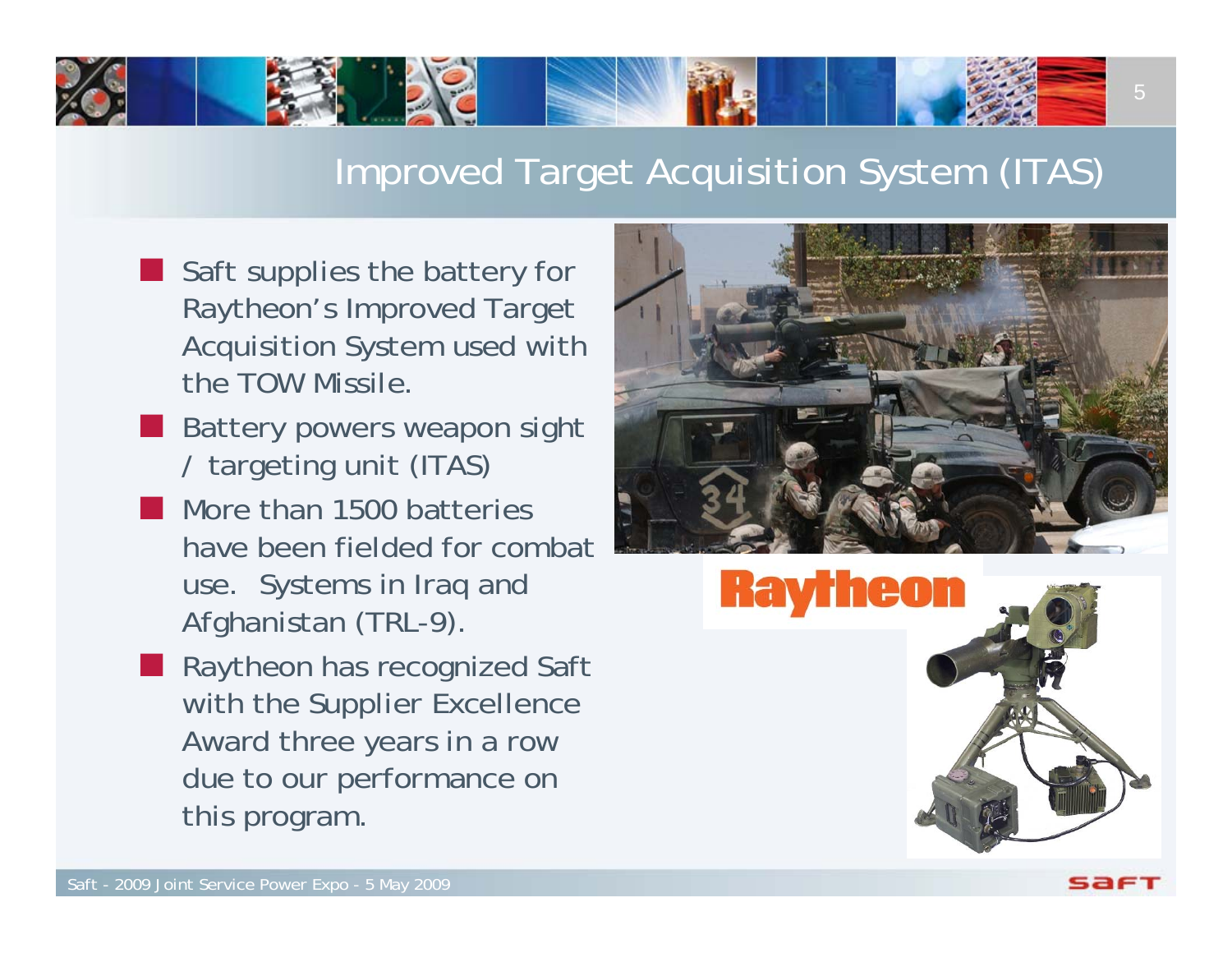# Improved Target Acquisition System (ITAS)

- Saft supplies the battery for Raytheon's Improved Target Acquisition System used with the TOW Missile.
- Battery powers weapon sight / targeting unit (ITAS)
- More than 1500 batteries have been fielded for combat use. Systems in Iraq and Afghanistan (TRL-9).
- Raytheon has recognized Saft with the Supplier Excellence Award three years in a row due to our performance on this program.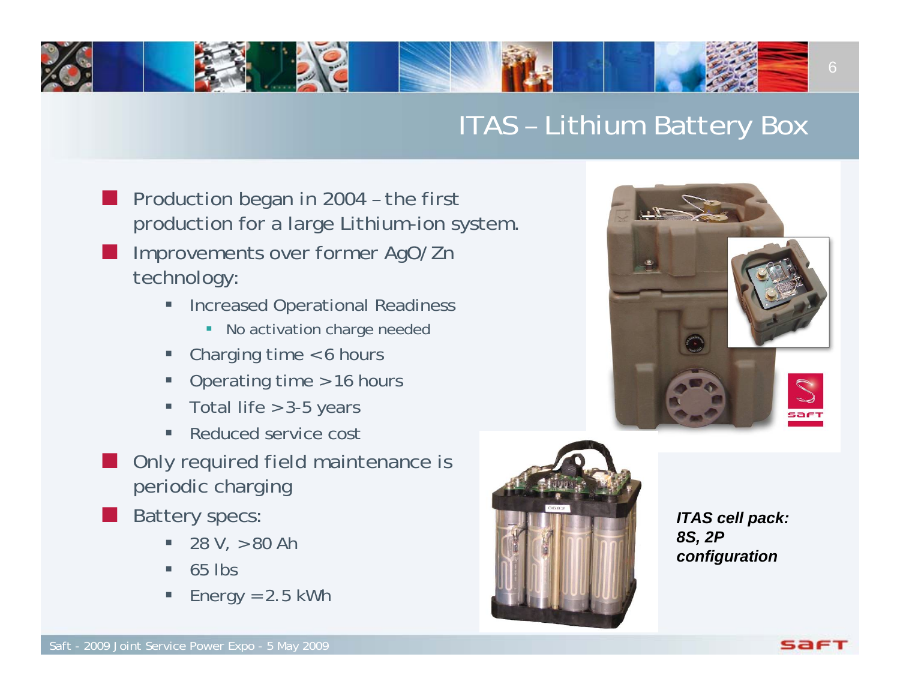# ITAS – Lithium Battery Box

- Production began in 2004 – the first production for a large Lithium-ion system.
- Improvements over former AgO/Zn technology:
  - Increased Operational Readiness
    - No activation charge needed
  - Charging time <6 hours
  - Operating time >16 hours
  - Total life >3-5 years
  - Reduced service cost
- Only required field maintenance is periodic charging
- Battery specs:
  - 28 V, >80 Ah
  - 65 lbs
  - Energy = 2.5 kWh

***ITAS cell pack: 8S, 2P configuration***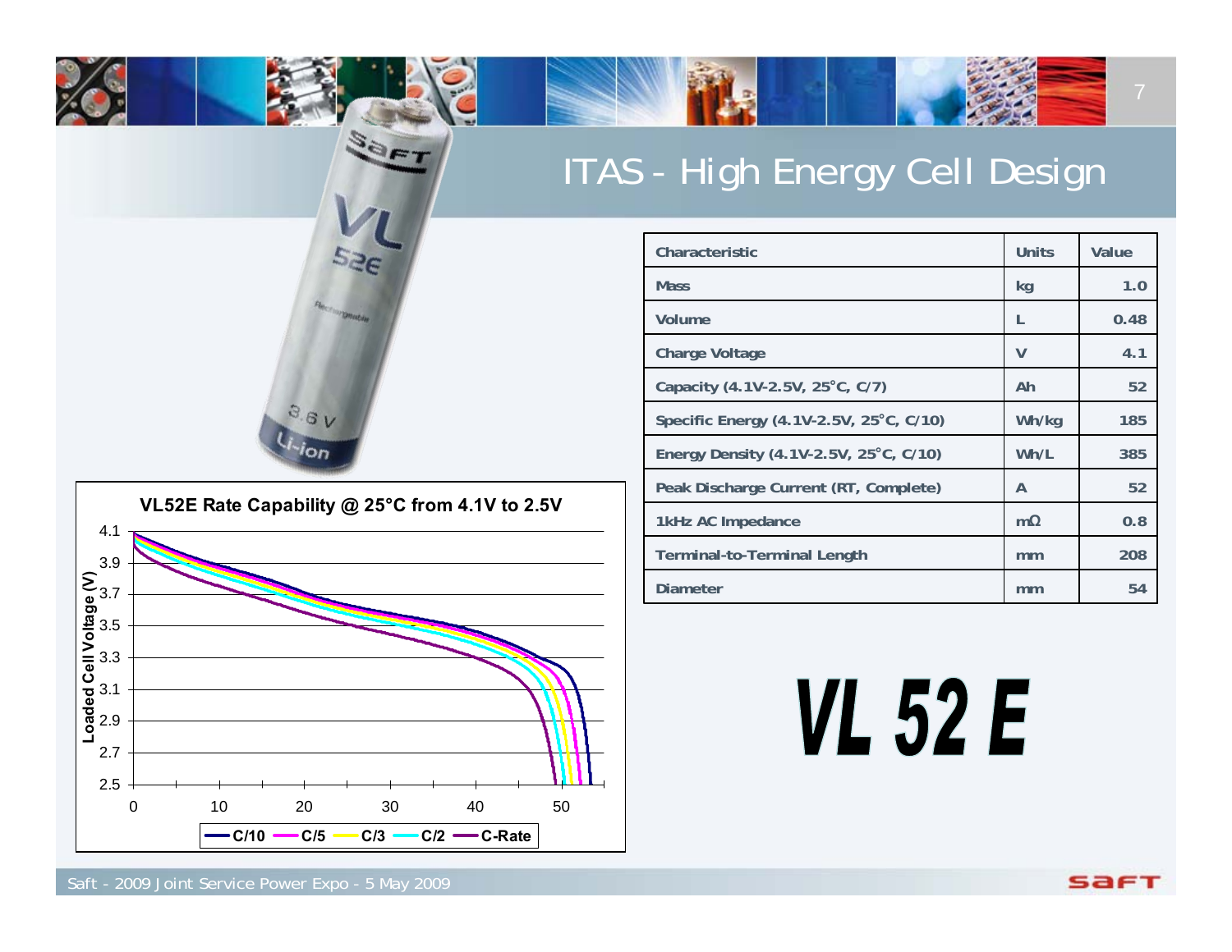# ITAS - High Energy Cell Design

| Characteristic | Units | Value |
|---|---|---|
| Mass | kg | 1.0 |
| Volume | L | 0.48 |
| Charge Voltage | V | 4.1 |
| Capacity (4.1V-2.5V, 25°C, C/7) | Ah | 52 |
| Specific Energy (4.1V-2.5V, 25°C, C/10) | Wh/kg | 185 |
| Energy Density (4.1V-2.5V, 25°C, C/10) | Wh/L | 385 |
| Peak Discharge Current (RT, Complete) | A | 52 |
| 1kHz AC Impedance | mΩ | 0.8 |
| Terminal-to-Terminal Length | mm | 208 |
| Diameter | mm | 54 |

**VL52E Rate Capability @ 25°C from 4.1V to 2.5V**

**VL 52 E**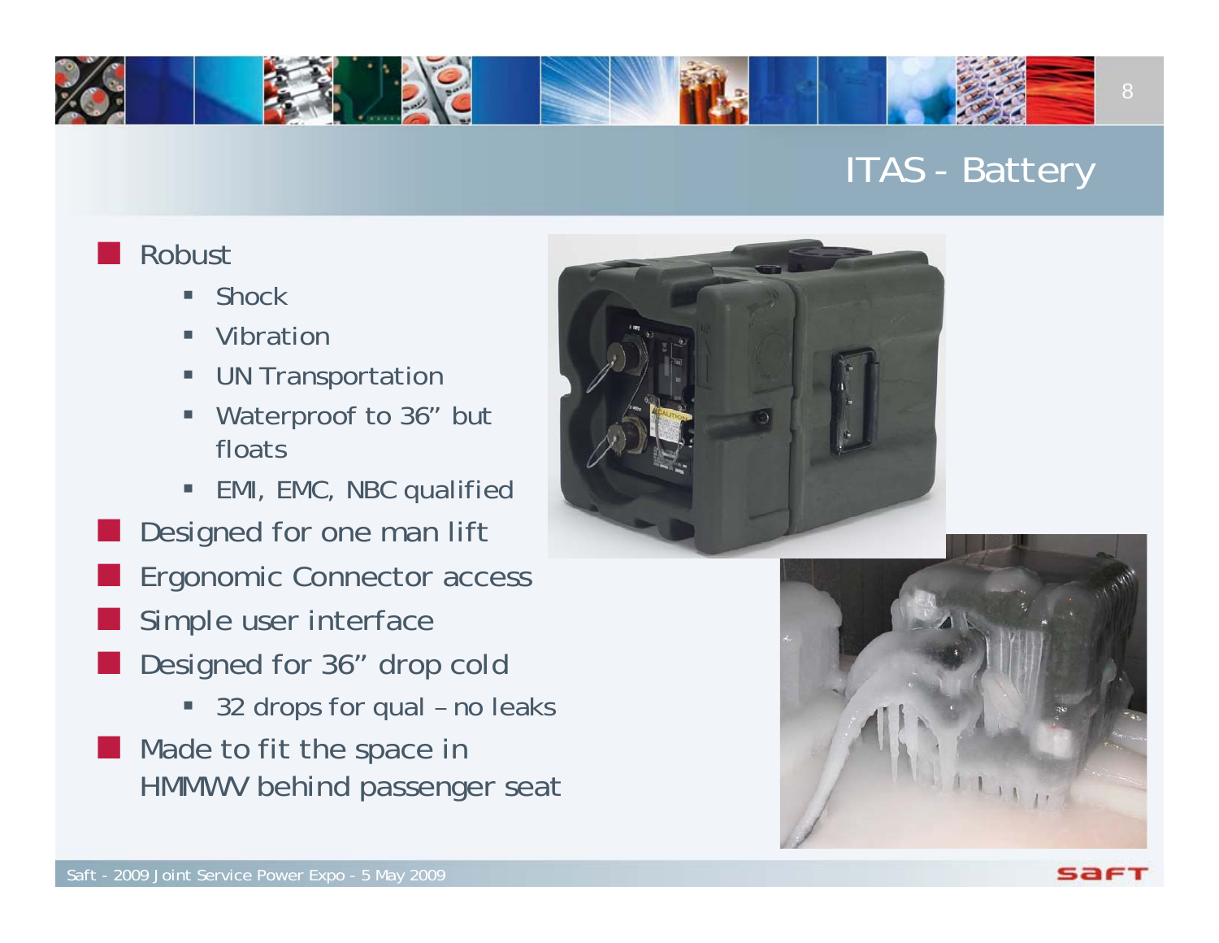# ITAS - Battery

- Robust
  - Shock
  - Vibration
  - UN Transportation
  - Waterproof to 36” but floats
  - EMI, EMC, NBC qualified
- Designed for one man lift
- Ergonomic Connector access
- Simple user interface
- Designed for 36” drop cold
  - 32 drops for qual – no leaks
- Made to fit the space in HMMWV behind passenger seat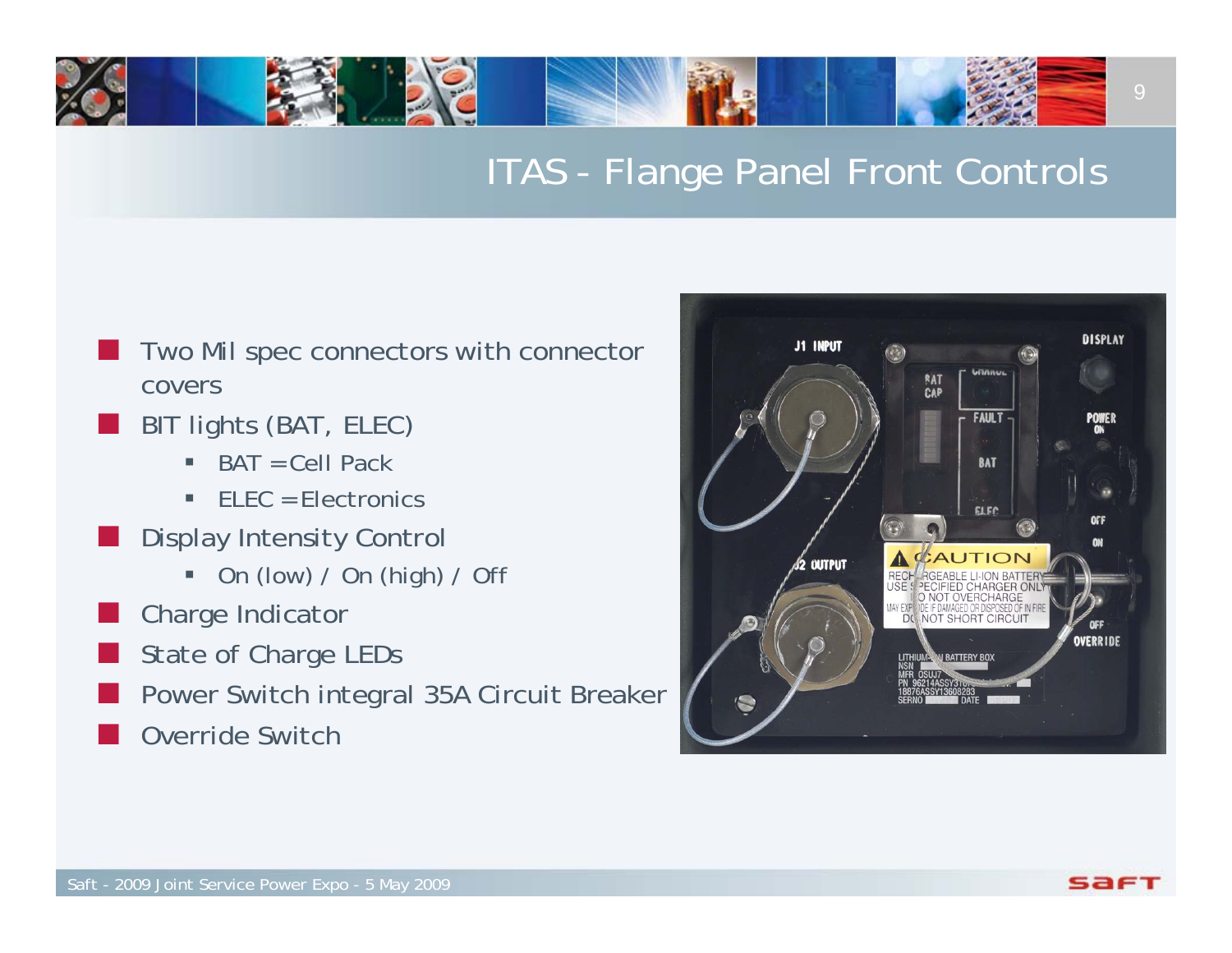# ITAS - Flange Panel Front Controls

- Two Mil spec connectors with connector covers
- BIT lights (BAT, ELEC)
  - BAT = Cell Pack
  - ELEC = Electronics
- Display Intensity Control
  - On (low) / On (high) / Off
- Charge Indicator
- State of Charge LEDs
- Power Switch integral 35A Circuit Breaker
- Override Switch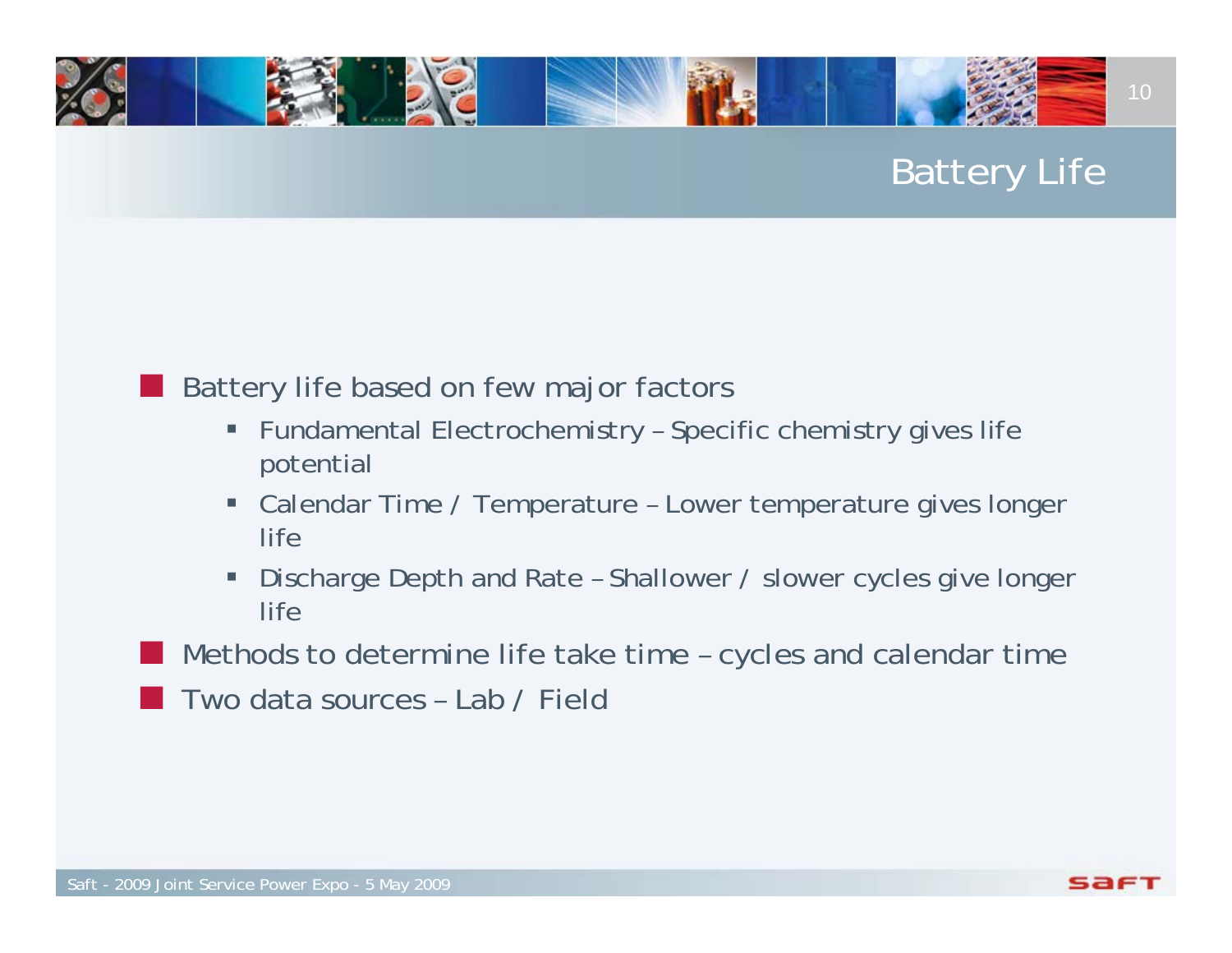# Battery Life

- Battery life based on few major factors
  - Fundamental Electrochemistry – Specific chemistry gives life potential
  - Calendar Time / Temperature – Lower temperature gives longer life
  - Discharge Depth and Rate – Shallower / slower cycles give longer life
- Methods to determine life take time – cycles and calendar time
- Two data sources – Lab / Field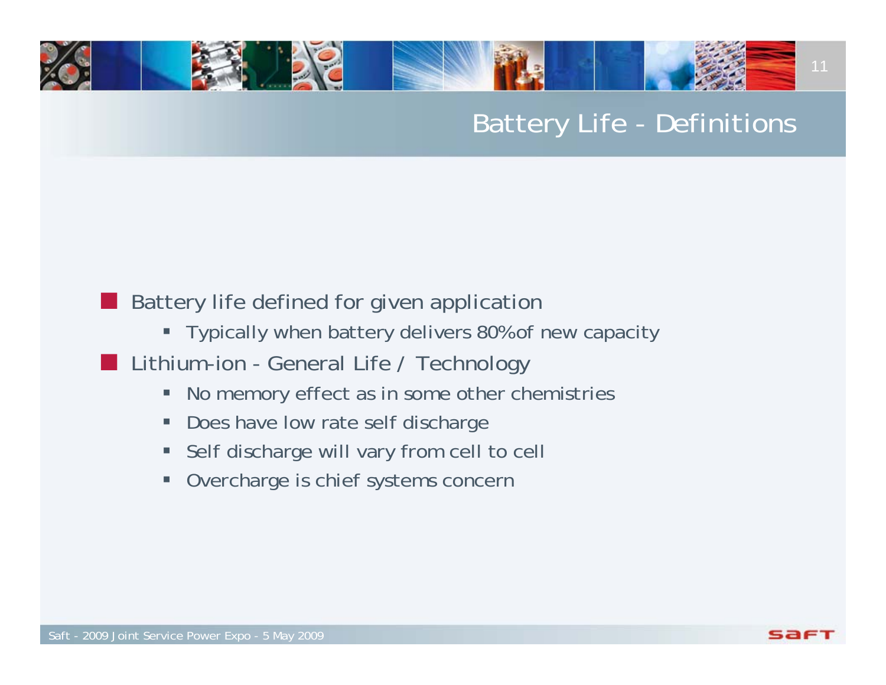# Battery Life - Definitions

- Battery life defined for given application
  - Typically when battery delivers 80% of new capacity
- Lithium-ion - General Life / Technology
  - No memory effect as in some other chemistries
  - Does have low rate self discharge
  - Self discharge will vary from cell to cell
  - Overcharge is chief systems concern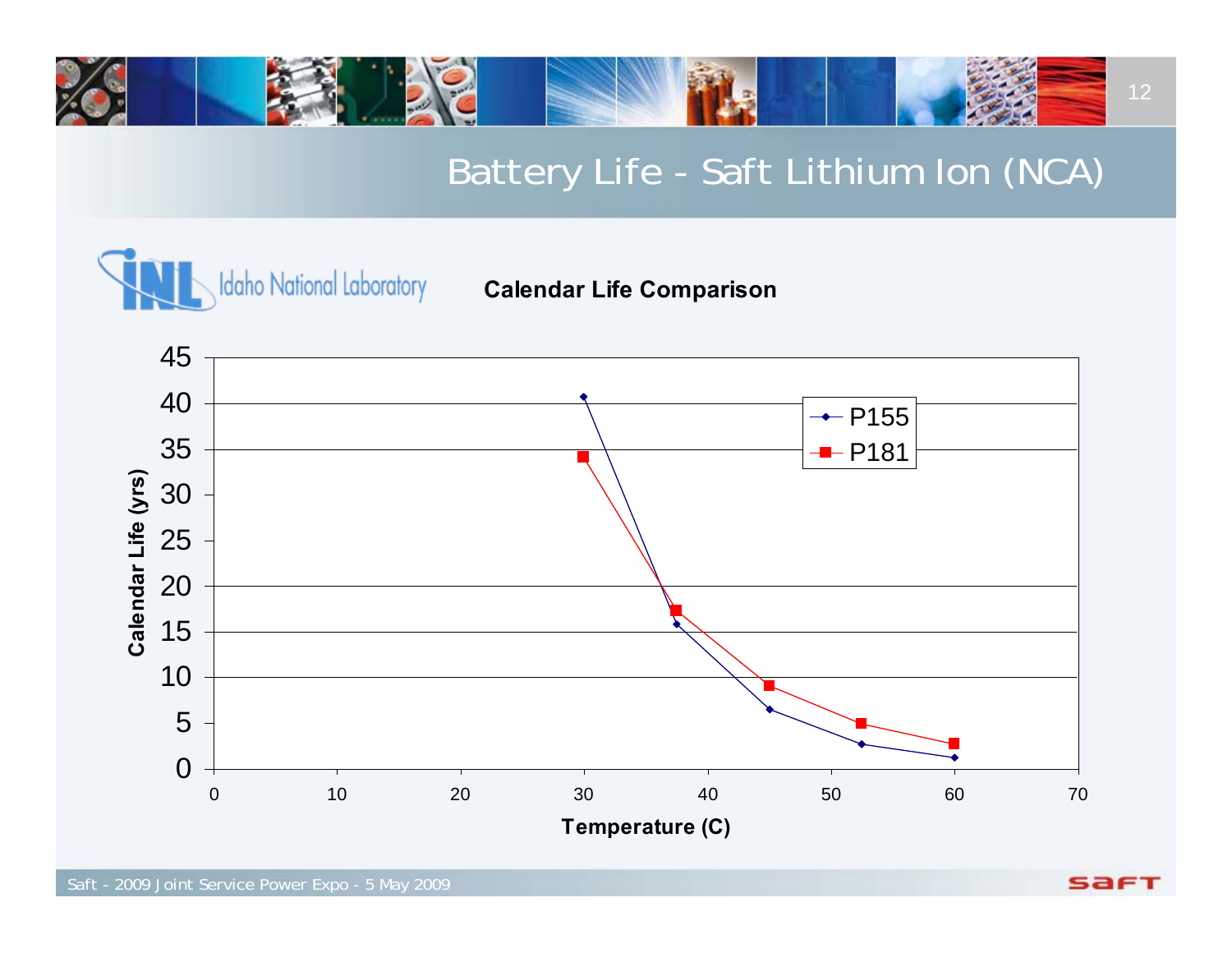# Battery Life - Saft Lithium Ion (NCA)

Idaho National Laboratory

**Calendar Life Comparison**

Calendar Life (yrs)

45
40
35
30
25
20
15
10
5
0

0 10 20 30 40 50 60 70

**Temperature (C)**

- P155
- P181

Saft - 2009 Joint Service Power Expo - 5 May 2009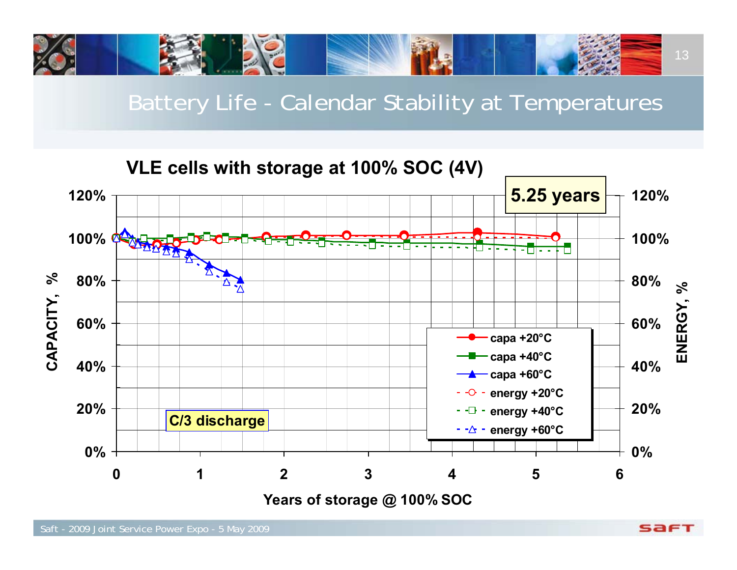# Battery Life - Calendar Stability at Temperatures

**VLE cells with storage at 100% SOC (4V)**

**5.25 years**

**C/3 discharge**

CAPACITY, % (0%–120%) vs. Years of storage @ 100% SOC (0–6); ENERGY, % (0%–120%)

Legend:
- capa +20°C
- capa +40°C
- capa +60°C
- energy +20°C
- energy +40°C
- energy +60°C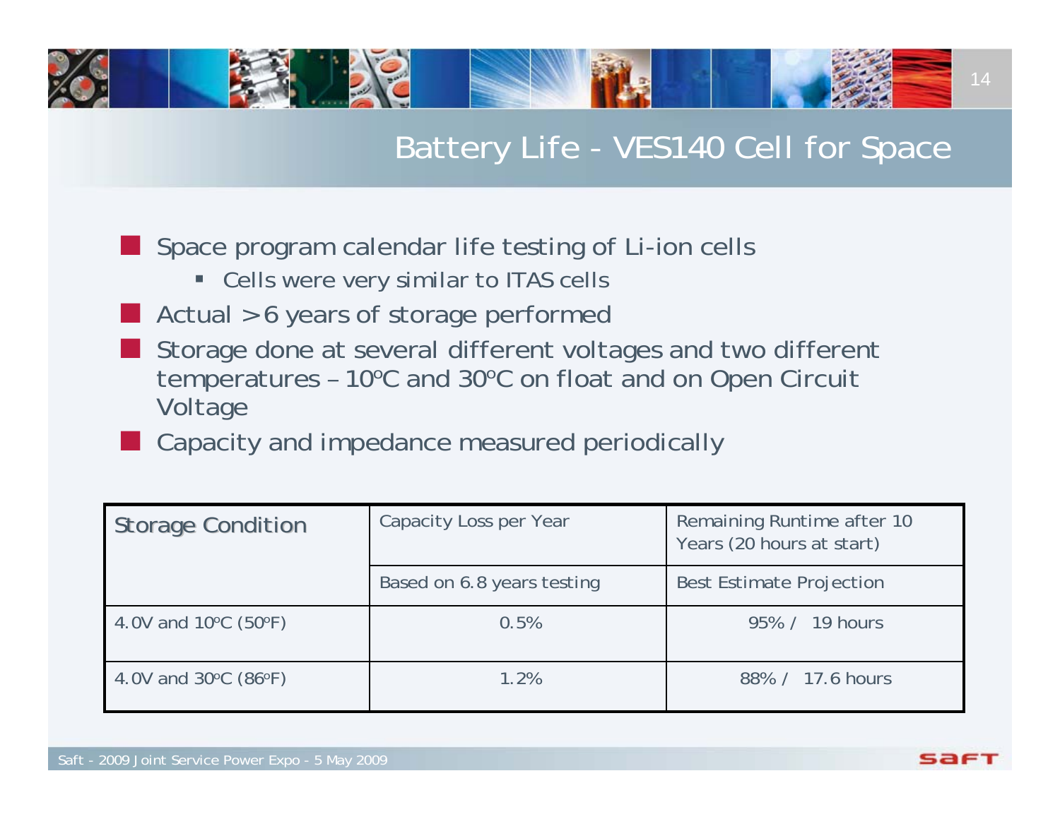# Battery Life - VES140 Cell for Space

- Space program calendar life testing of Li-ion cells
  - Cells were very similar to ITAS cells
- Actual >6 years of storage performed
- Storage done at several different voltages and two different temperatures – 10ºC and 30ºC on float and on Open Circuit Voltage
- Capacity and impedance measured periodically

| Storage Condition | Capacity Loss per Year | Remaining Runtime after 10 Years (20 hours at start) |
|---|---|---|
| | Based on 6.8 years testing | Best Estimate Projection |
| 4.0V and 10ºC (50ºF) | 0.5% | 95% / 19 hours |
| 4.0V and 30ºC (86ºF) | 1.2% | 88% / 17.6 hours |

Saft - 2009 Joint Service Power Expo - 5 May 2009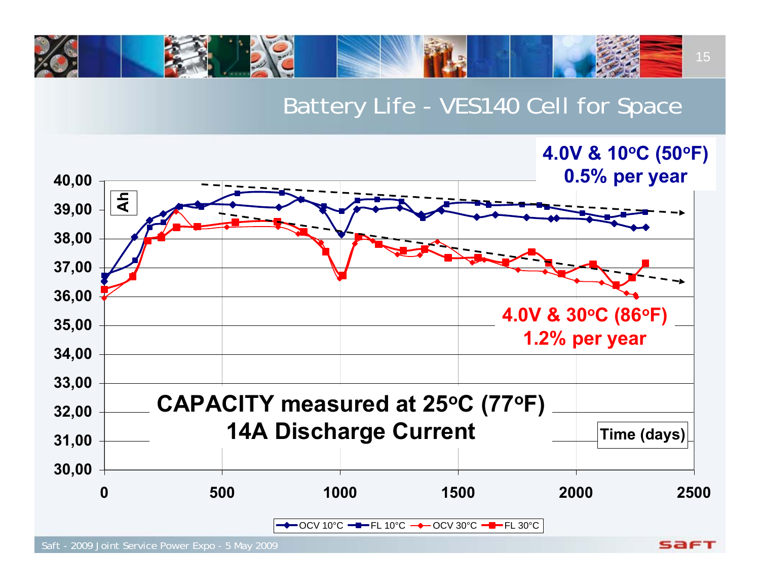## Battery Life - VES140 Cell for Space

**4.0V & 10°C (50°F)**
**0.5% per year**

**4.0V & 30°C (86°F)**
**1.2% per year**

**CAPACITY measured at 25°C (77°F)**
**14A Discharge Current**

Ah

Time (days)

OCV 10°C — FL 10°C — OCV 30°C — FL 30°C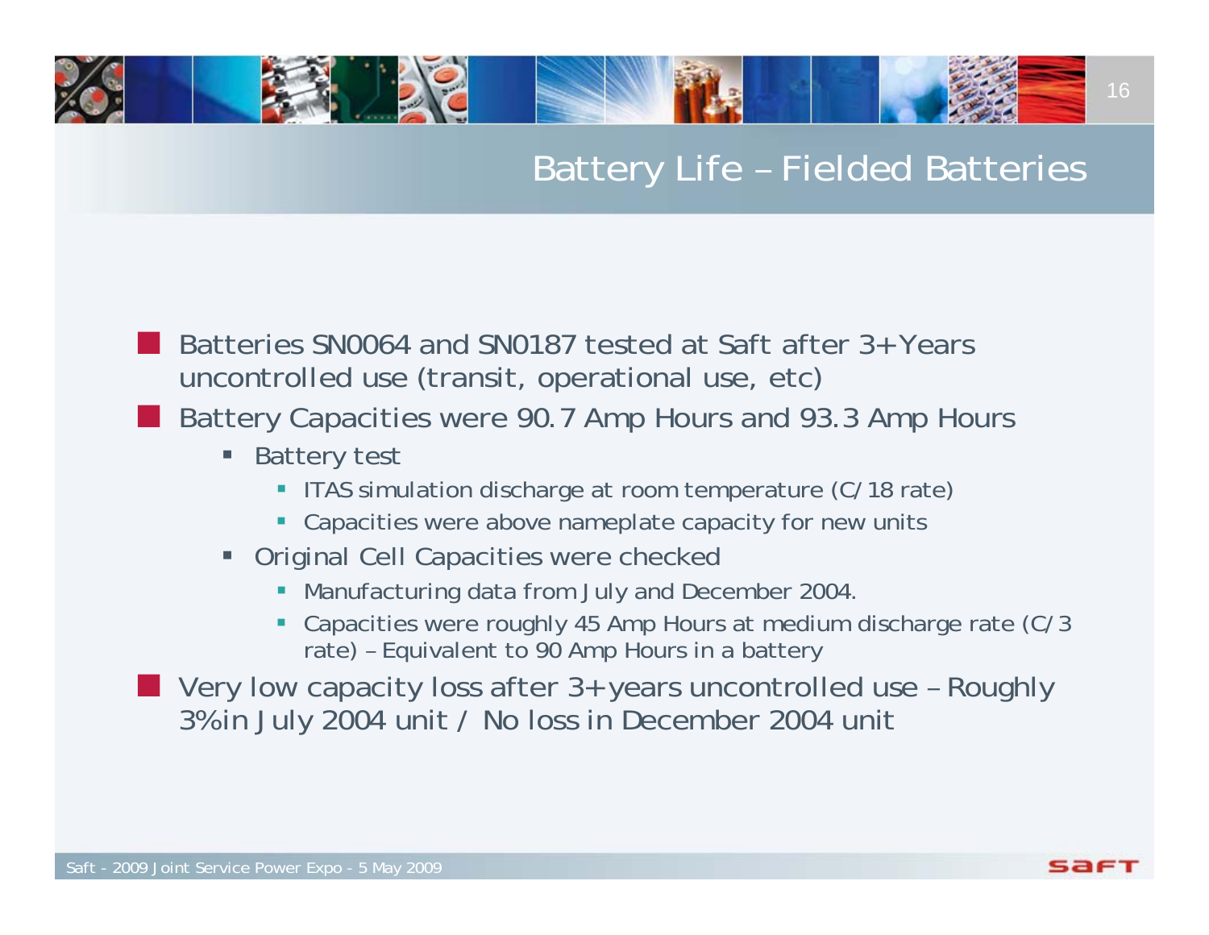# Battery Life – Fielded Batteries

- Batteries SN0064 and SN0187 tested at Saft after 3+ Years uncontrolled use (transit, operational use, etc)
- Battery Capacities were 90.7 Amp Hours and 93.3 Amp Hours
  - Battery test
    - ITAS simulation discharge at room temperature (C/18 rate)
    - Capacities were above nameplate capacity for new units
  - Original Cell Capacities were checked
    - Manufacturing data from July and December 2004.
    - Capacities were roughly 45 Amp Hours at medium discharge rate (C/3 rate) – Equivalent to 90 Amp Hours in a battery
- Very low capacity loss after 3+ years uncontrolled use – Roughly 3% in July 2004 unit / No loss in December 2004 unit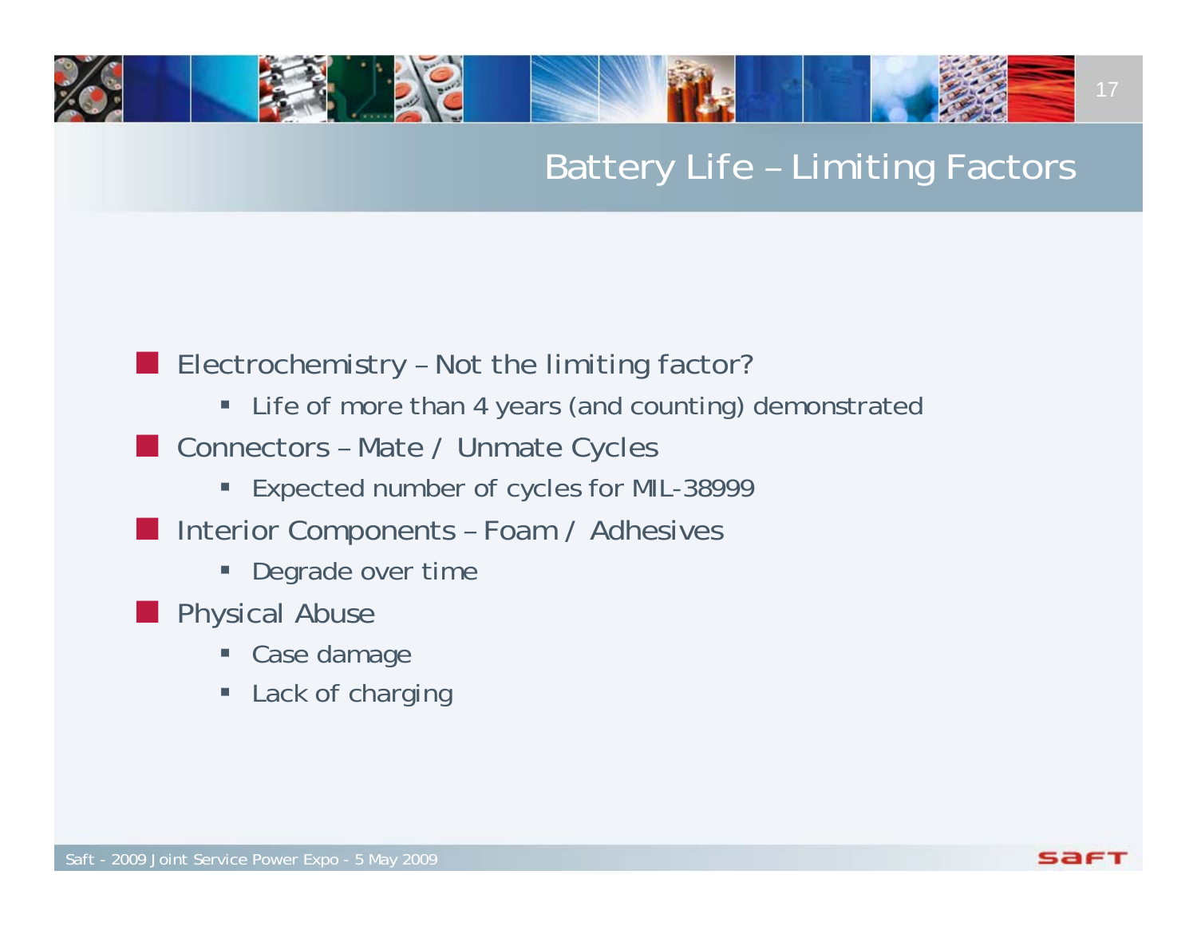# Battery Life – Limiting Factors

- Electrochemistry – Not the limiting factor?
  - Life of more than 4 years (and counting) demonstrated
- Connectors – Mate / Unmate Cycles
  - Expected number of cycles for MIL-38999
- Interior Components – Foam / Adhesives
  - Degrade over time
- Physical Abuse
  - Case damage
  - Lack of charging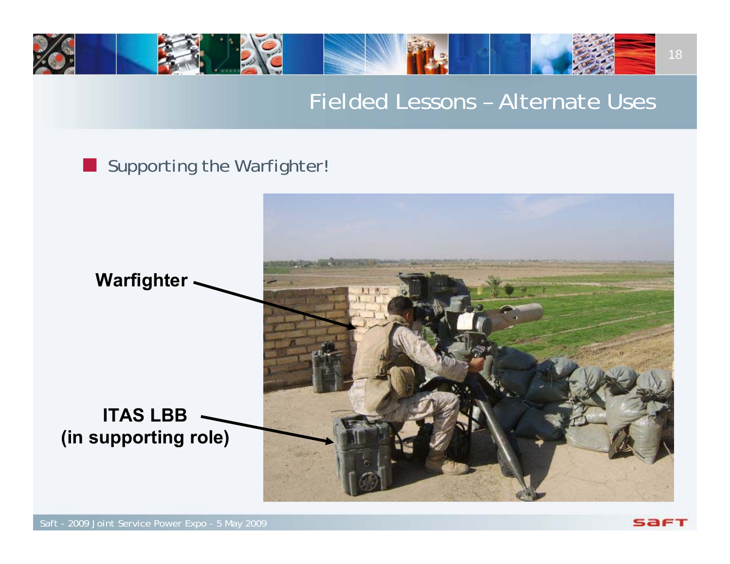# Fielded Lessons – Alternate Uses

- Supporting the Warfighter!

**Warfighter**

**ITAS LBB (in supporting role)**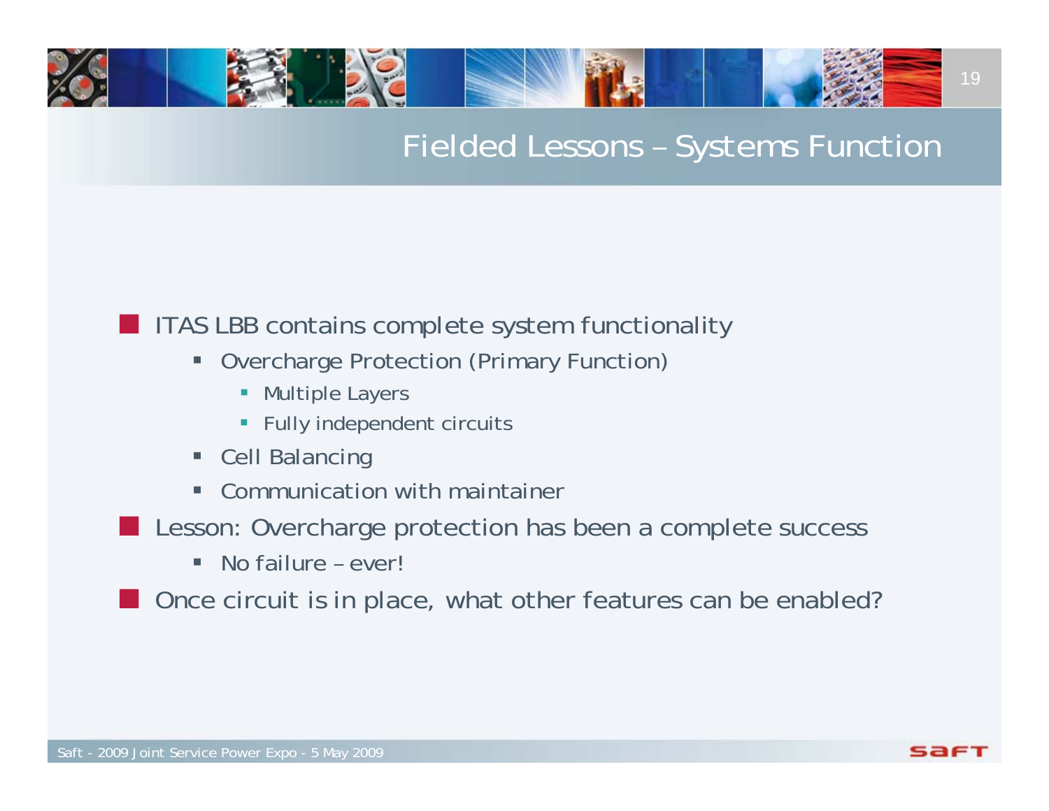# Fielded Lessons – Systems Function

- ITAS LBB contains complete system functionality
  - Overcharge Protection (Primary Function)
    - Multiple Layers
    - Fully independent circuits
  - Cell Balancing
  - Communication with maintainer
- Lesson: Overcharge protection has been a complete success
  - No failure – ever!
- Once circuit is in place, what other features can be enabled?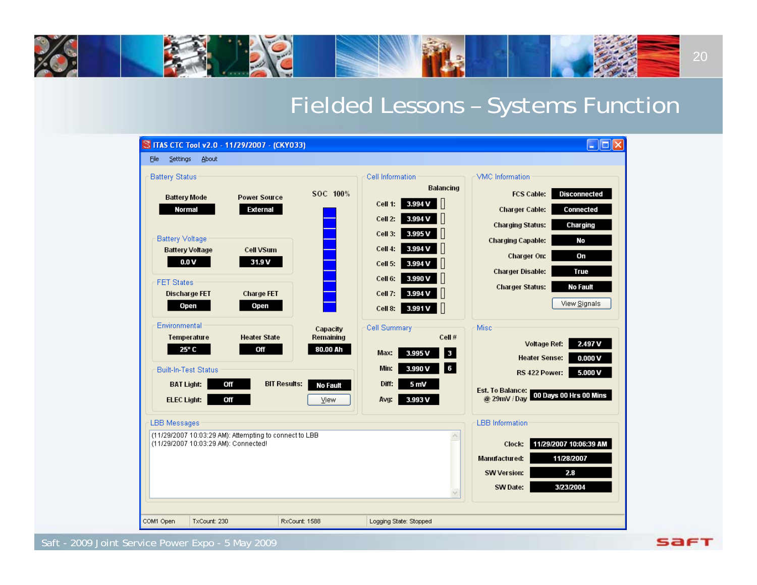# Fielded Lessons – Systems Function

**ITAS CTC Tool v2.0 - 11/29/2007 - (CKY033)**

File Settings About

## Battery Status

| Battery Mode | Power Source |
|---|---|
| Normal | External |

SOC 100%

### Battery Voltage

| Battery Voltage | Cell VSum |
|---|---|
| 0.0 V | 31.9 V |

### FET States

| Discharge FET | Charge FET |
|---|---|
| Open | Open |

### Environmental

| Temperature | Heater State | Capacity Remaining |
|---|---|---|
| 25° C | Off | 80.00 Ah |

### Built-In-Test Status

| | | | |
|---|---|---|---|
| BAT Light: | Off | BIT Results: | No Fault |
| ELEC Light: | Off | | View |

## Cell Information

| Cell | Voltage | Balancing |
|---|---|---|
| Cell 1: | 3.994 V | |
| Cell 2: | 3.994 V | |
| Cell 3: | 3.995 V | |
| Cell 4: | 3.994 V | |
| Cell 5: | 3.994 V | |
| Cell 6: | 3.990 V | |
| Cell 7: | 3.994 V | |
| Cell 8: | 3.991 V | |

## Cell Summary

| | | Cell # |
|---|---|---|
| Max: | 3.995 V | 3 |
| Min: | 3.990 V | 6 |
| Diff: | 5 mV | |
| Avg: | 3.993 V | |

## VMC Information

| | |
|---|---|
| FCS Cable: | Disconnected |
| Charger Cable: | Connected |
| Charging Status: | Charging |
| Charging Capable: | No |
| Charger On: | On |
| Charger Disable: | True |
| Charger Status: | No Fault |

View Signals

## Misc

| | |
|---|---|
| Voltage Ref: | 2.497 V |
| Heater Sense: | 0.000 V |
| RS 422 Power: | 5.000 V |
| Est. To Balance: @ 29mV / Day | 00 Days 00 Hrs 00 Mins |

## LBB Messages

(11/29/2007 10:03:29 AM): Attempting to connect to LBB
(11/29/2007 10:03:29 AM): Connected!

## LBB Information

| | |
|---|---|
| Clock: | 11/29/2007 10:06:39 AM |
| Manufactured: | 11/28/2007 |
| SW Version: | 2.8 |
| SW Date: | 3/23/2004 |

COM1 Open | TxCount: 230 | RxCount: 1588 | Logging State: Stopped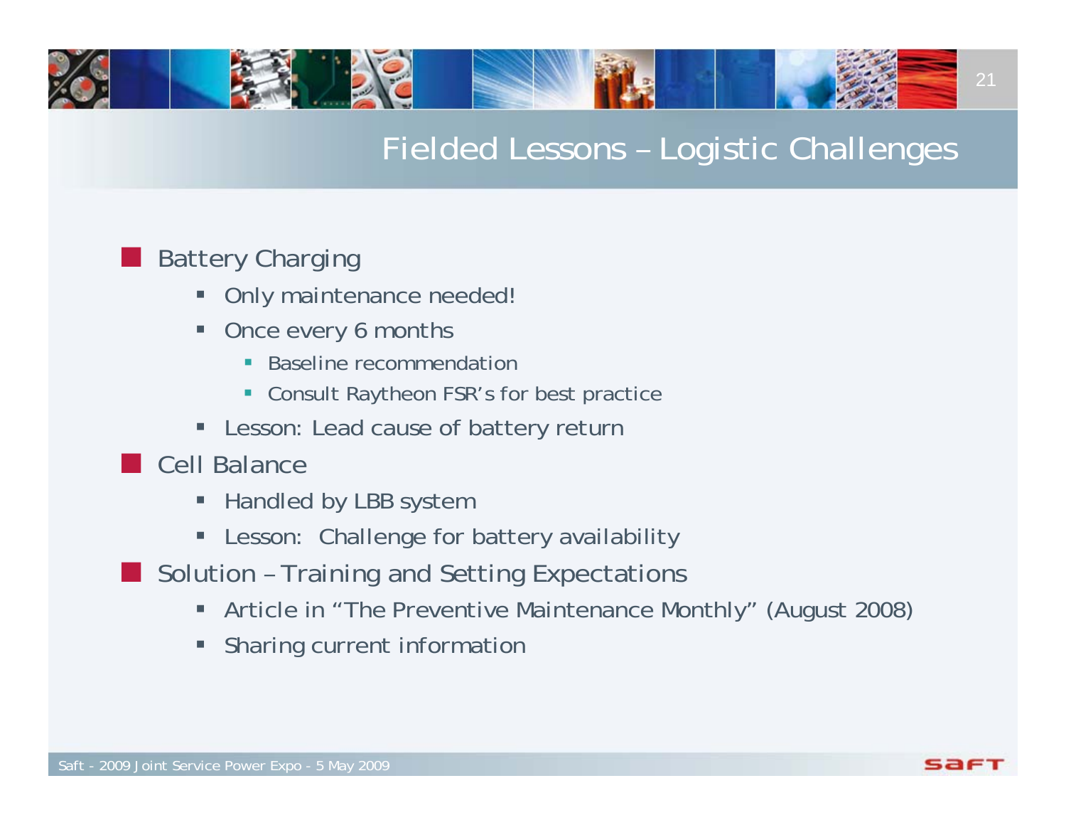# Fielded Lessons – Logistic Challenges

- Battery Charging
  - Only maintenance needed!
  - Once every 6 months
    - Baseline recommendation
    - Consult Raytheon FSR's for best practice
  - Lesson: Lead cause of battery return
- Cell Balance
  - Handled by LBB system
  - Lesson: Challenge for battery availability
- Solution – Training and Setting Expectations
  - Article in "The Preventive Maintenance Monthly" (August 2008)
  - Sharing current information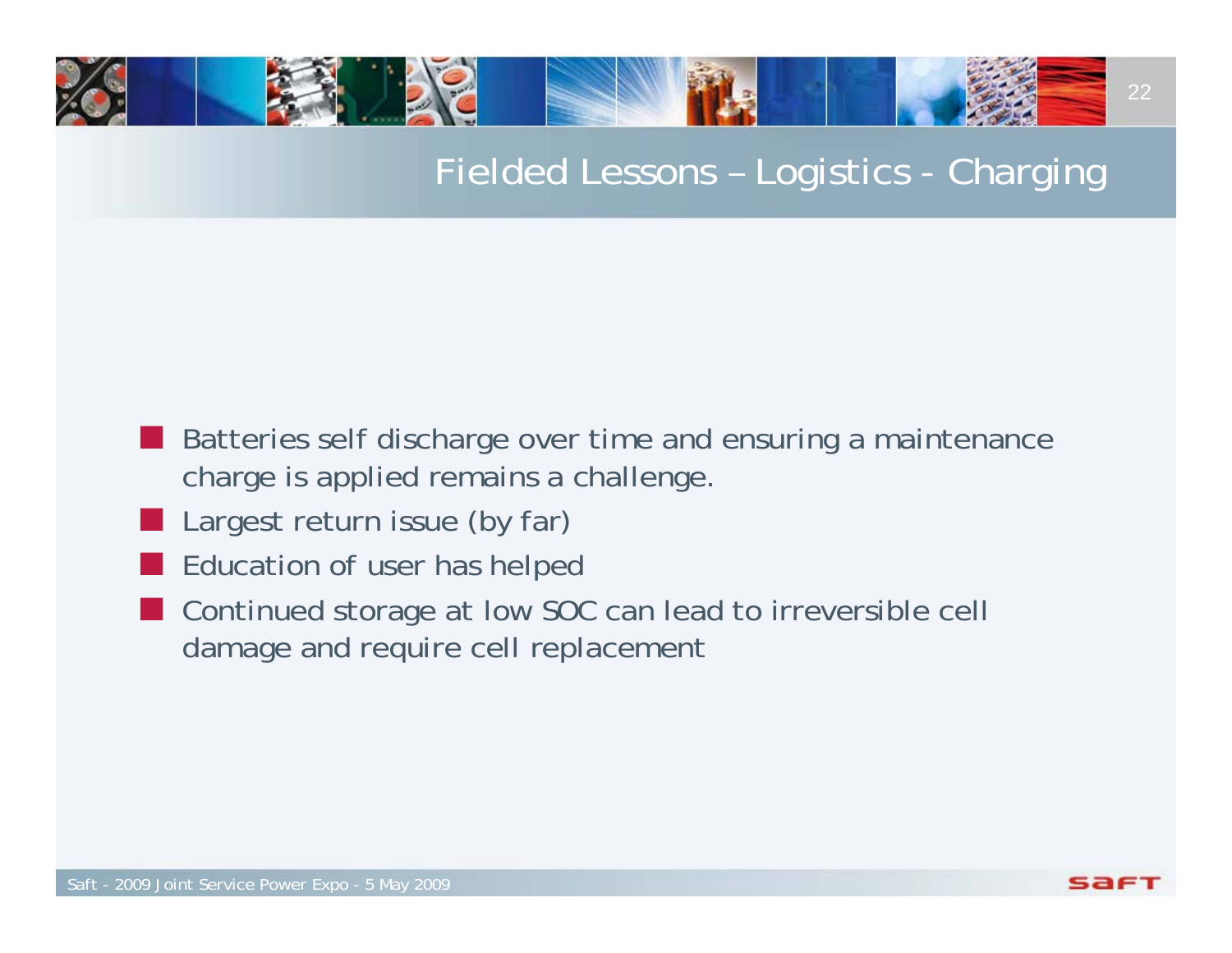# Fielded Lessons – Logistics - Charging

- Batteries self discharge over time and ensuring a maintenance charge is applied remains a challenge.
- Largest return issue (by far)
- Education of user has helped
- Continued storage at low SOC can lead to irreversible cell damage and require cell replacement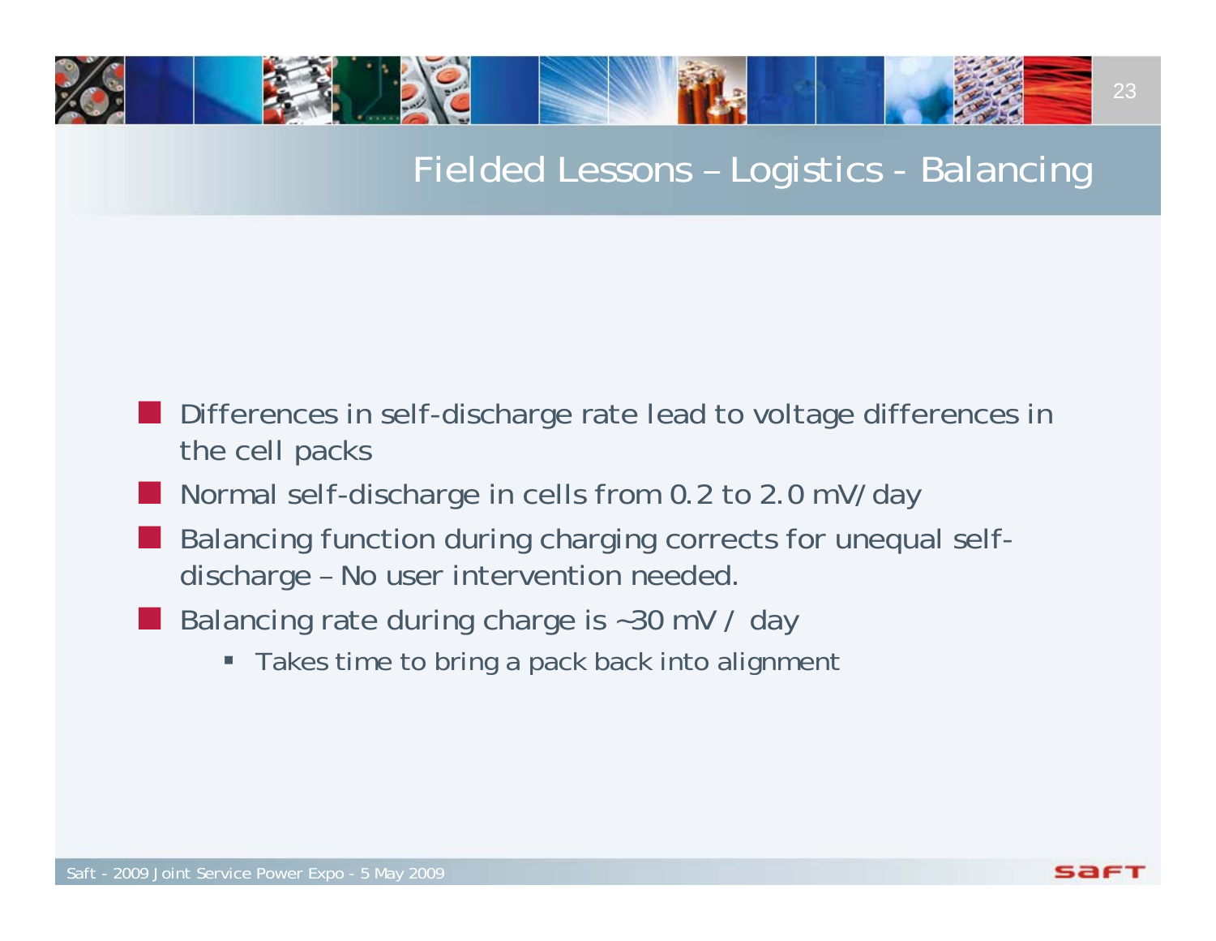## Fielded Lessons – Logistics - Balancing

- Differences in self-discharge rate lead to voltage differences in the cell packs
- Normal self-discharge in cells from 0.2 to 2.0 mV/day
- Balancing function during charging corrects for unequal self-discharge – No user intervention needed.
- Balancing rate during charge is ~30 mV / day
  - Takes time to bring a pack back into alignment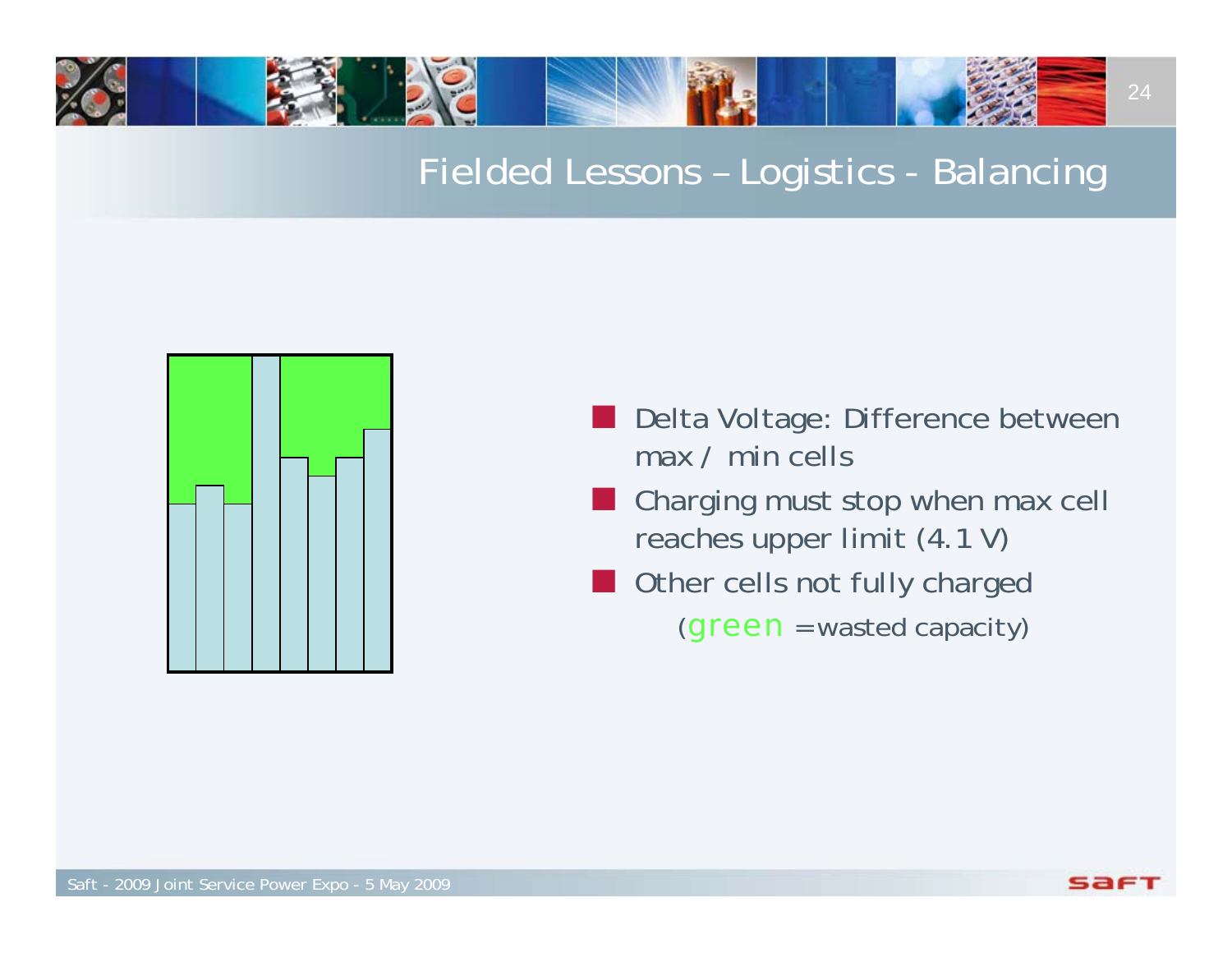## Fielded Lessons – Logistics - Balancing

- Delta Voltage: Difference between max / min cells
- Charging must stop when max cell reaches upper limit (4.1 V)
- Other cells not fully charged

  (green =wasted capacity)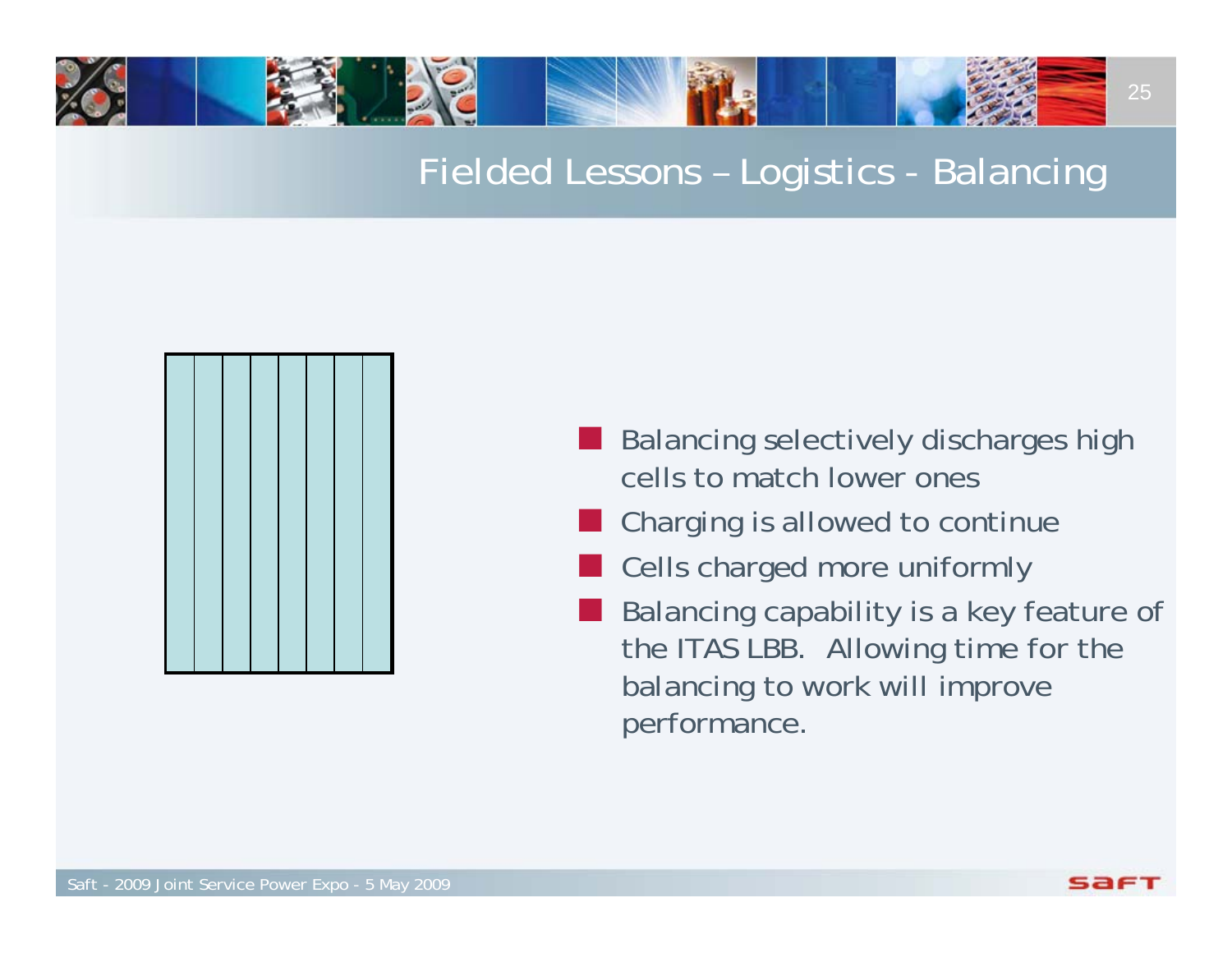# Fielded Lessons – Logistics - Balancing

- Balancing selectively discharges high cells to match lower ones
- Charging is allowed to continue
- Cells charged more uniformly
- Balancing capability is a key feature of the ITAS LBB. Allowing time for the balancing to work will improve performance.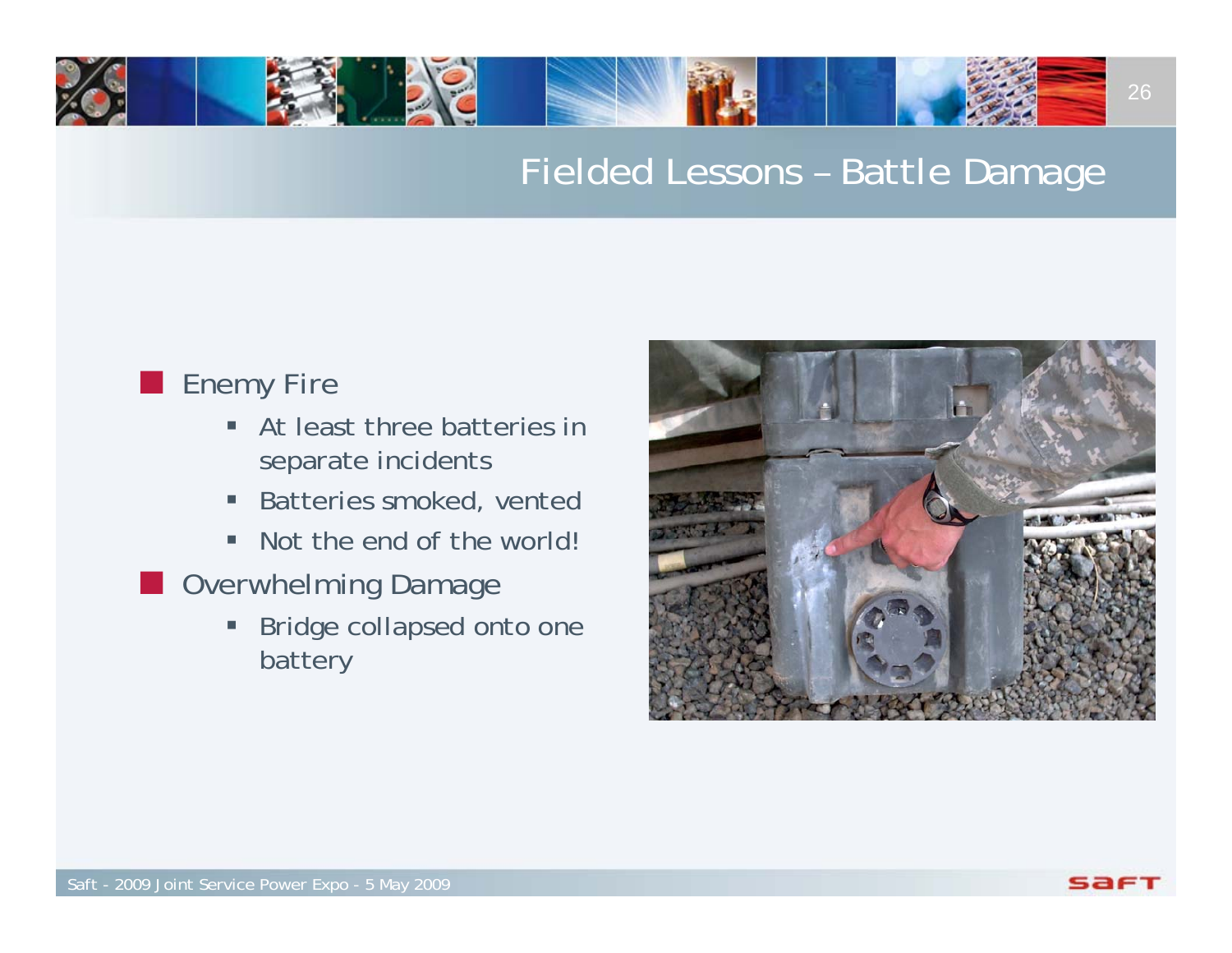# Fielded Lessons – Battle Damage

- Enemy Fire
  - At least three batteries in separate incidents
  - Batteries smoked, vented
  - Not the end of the world!
- Overwhelming Damage
  - Bridge collapsed onto one battery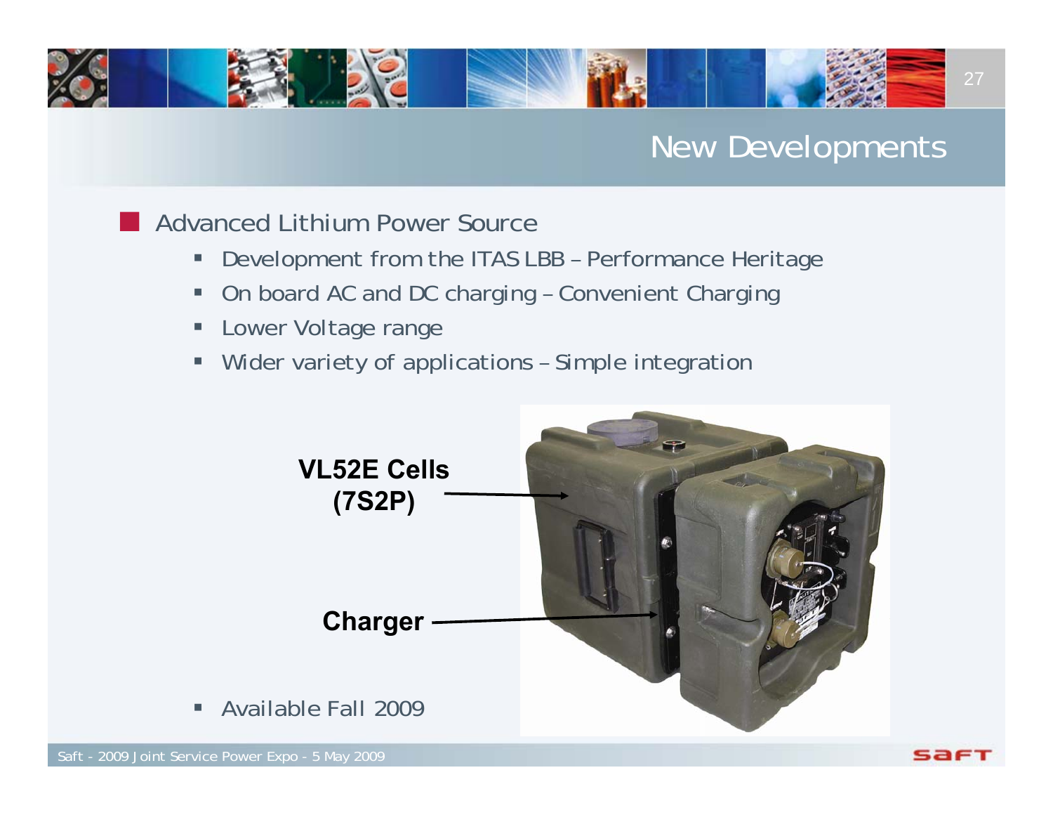# New Developments

- Advanced Lithium Power Source
  - Development from the ITAS LBB – Performance Heritage
  - On board AC and DC charging – Convenient Charging
  - Lower Voltage range
  - Wider variety of applications – Simple integration

**VL52E Cells (7S2P)**

**Charger**

- Available Fall 2009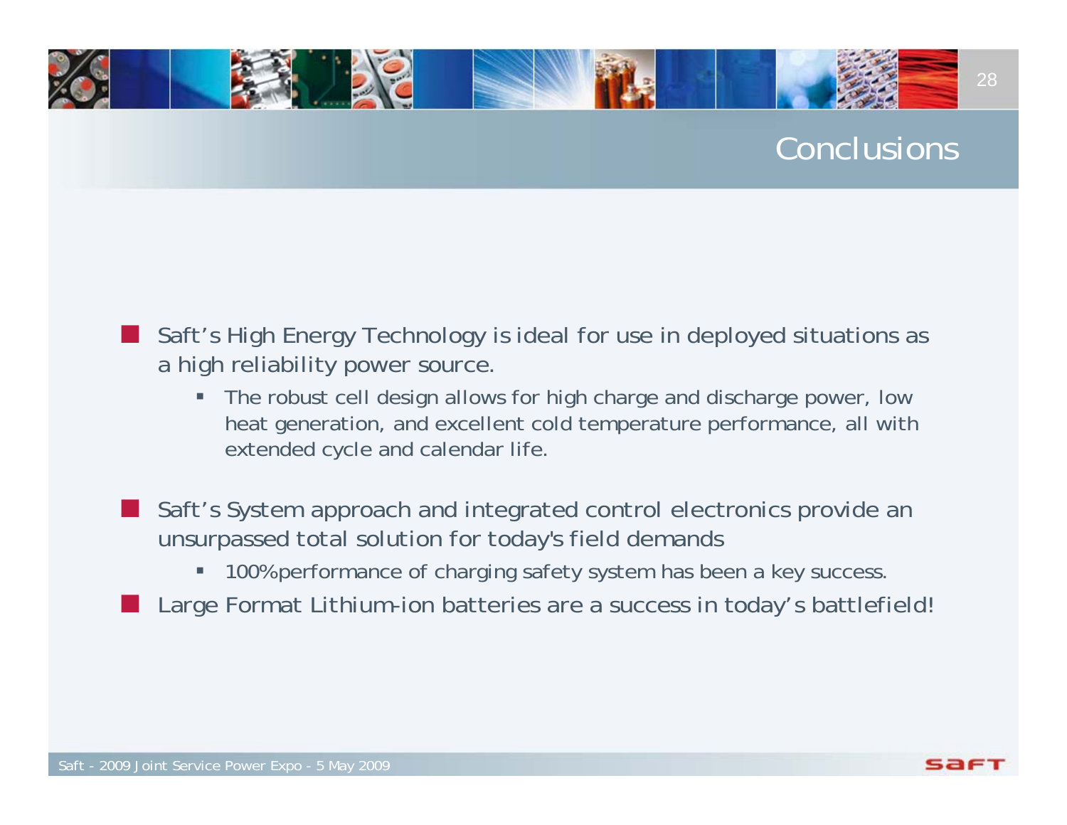# Conclusions

- Saft's High Energy Technology is ideal for use in deployed situations as a high reliability power source.
  - The robust cell design allows for high charge and discharge power, low heat generation, and excellent cold temperature performance, all with extended cycle and calendar life.
- Saft's System approach and integrated control electronics provide an unsurpassed total solution for today's field demands
  - 100%performance of charging safety system has been a key success.
- Large Format Lithium-ion batteries are a success in today's battlefield!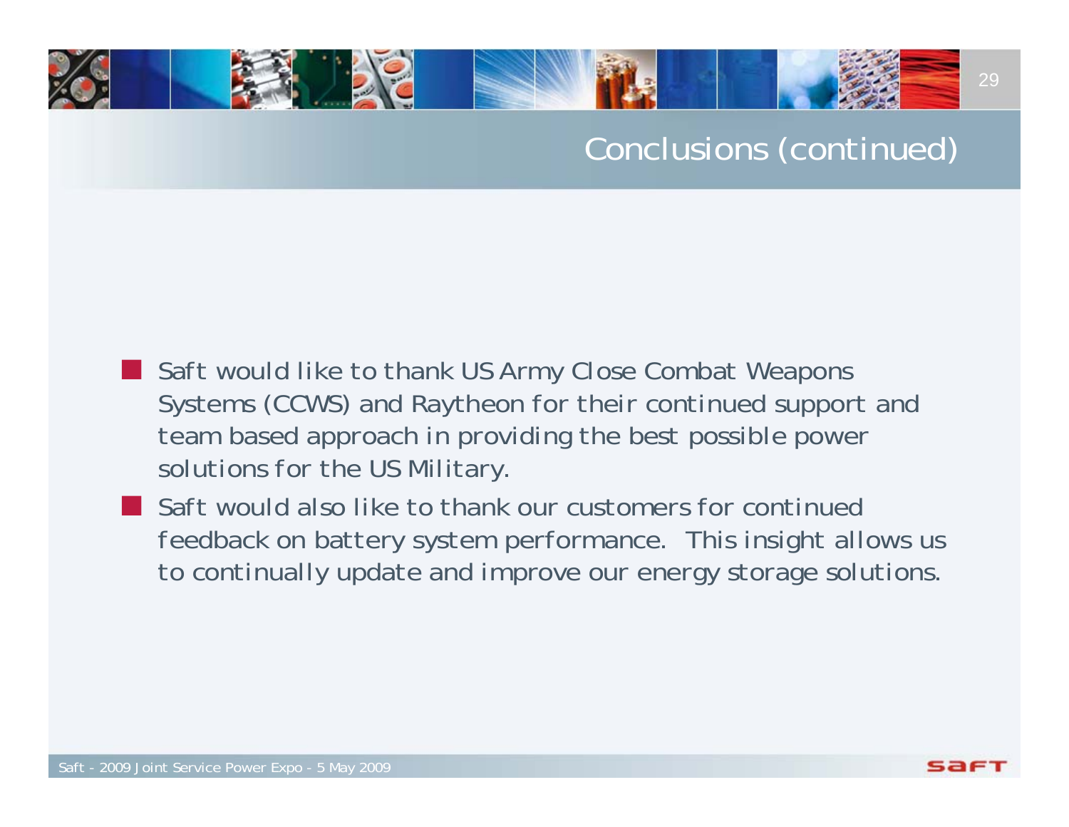## Conclusions (continued)

- Saft would like to thank US Army Close Combat Weapons Systems (CCWS) and Raytheon for their continued support and team based approach in providing the best possible power solutions for the US Military.
- Saft would also like to thank our customers for continued feedback on battery system performance. This insight allows us to continually update and improve our energy storage solutions.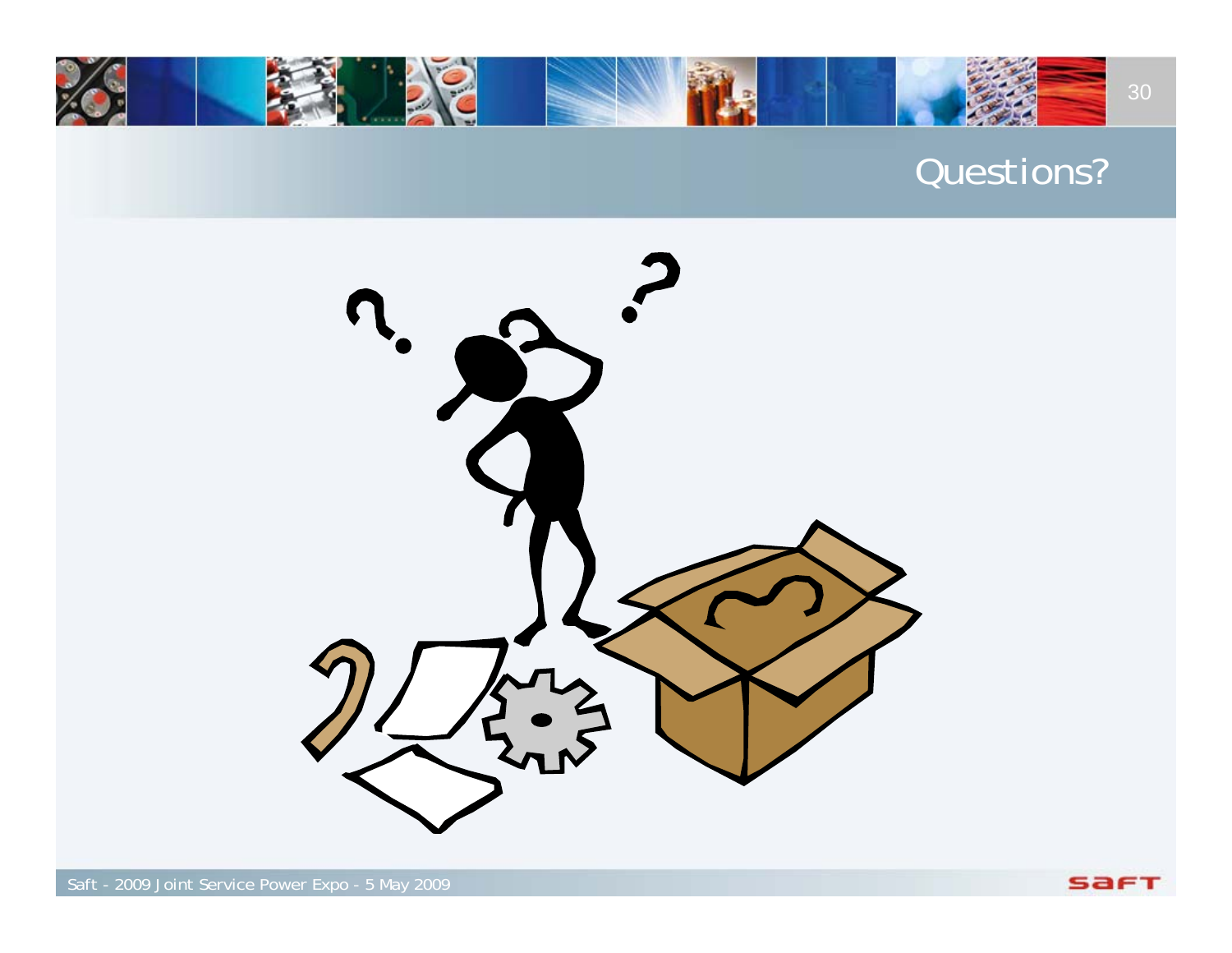# Questions?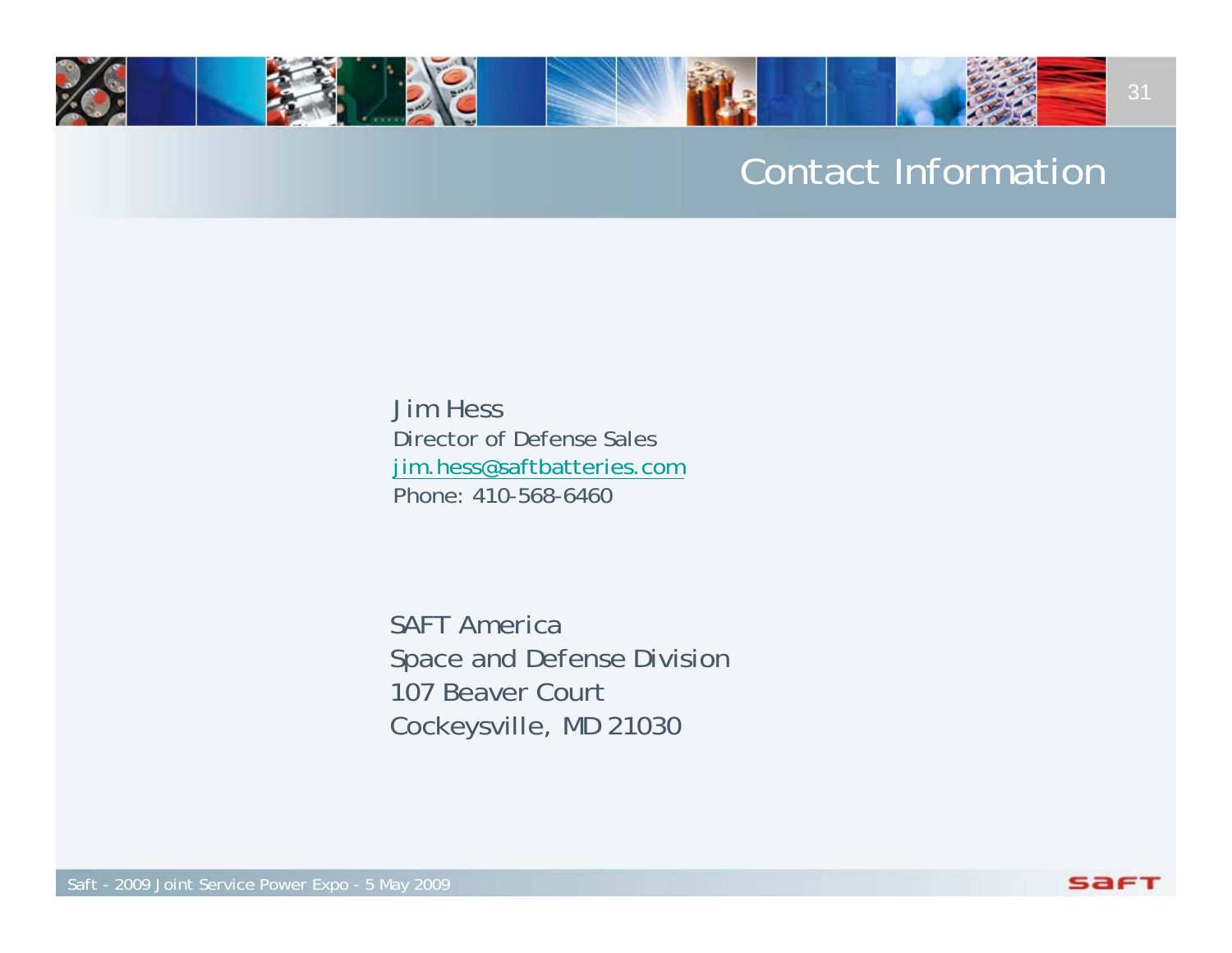# Contact Information

Jim Hess
Director of Defense Sales
jim.hess@saftbatteries.com
Phone: 410-568-6460

SAFT America
Space and Defense Division
107 Beaver Court
Cockeysville, MD 21030